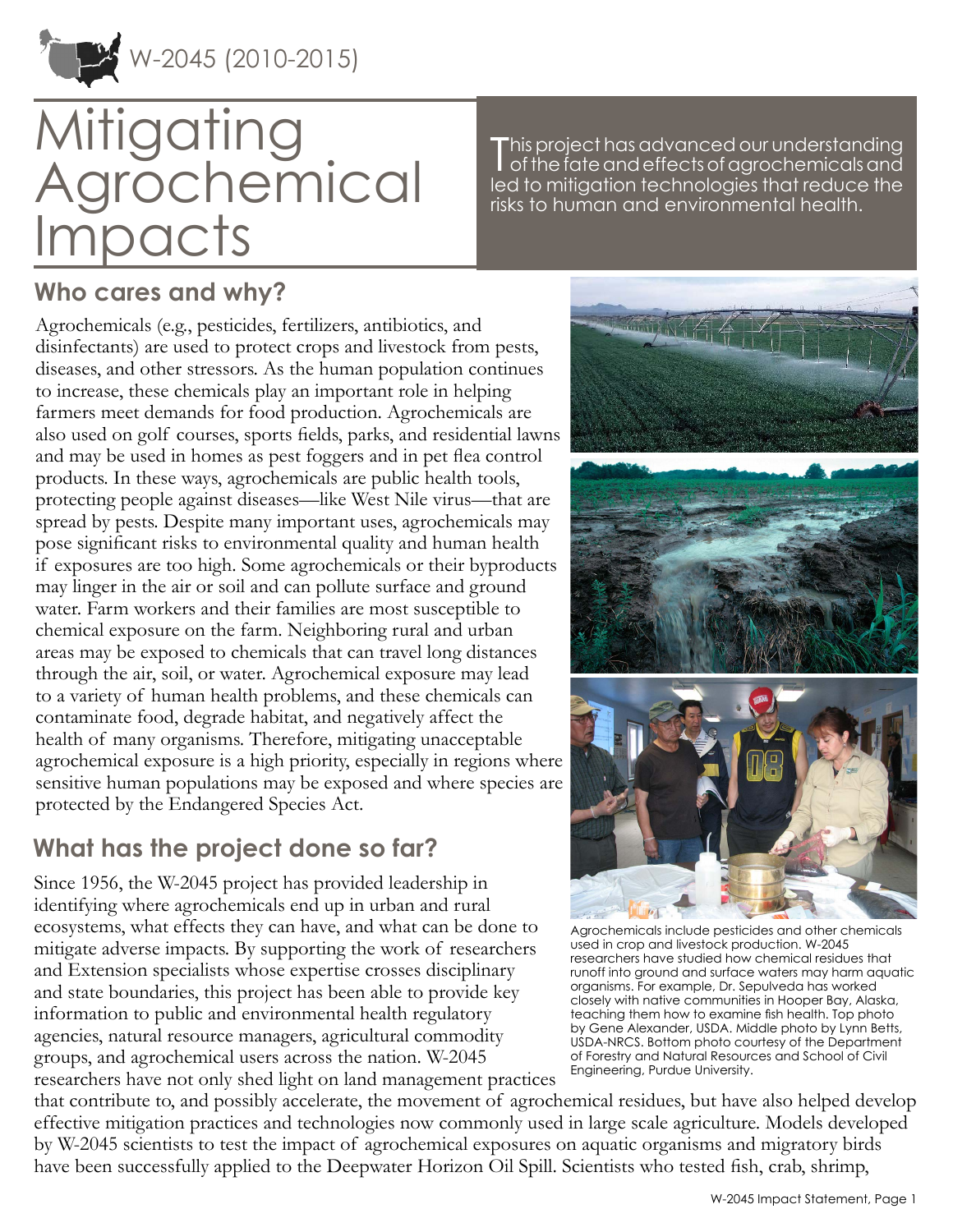W-2045 (2010-2015)

# Mitigating Agrochemical Impacts

This project has advanced our understanding of the fate and effects of agrochemicals and led to mitigation technologies that reduce the risks to human and environmental health.

## Who cares and why?

Agrochemicals (e.g., pesticides, fertilizers, antibiotics, and disinfectants) are used to protect crops and livestock from pests, diseases, and other stressors. As the human population continues to increase, these chemicals play an important role in helping farmers meet demands for food production. Agrochemicals are also used on golf courses, sports fields, parks, and residential lawns and may be used in homes as pest foggers and in pet flea control products. In these ways, agrochemicals are public health tools, protecting people against diseases—like West Nile virus—that are spread by pests. Despite many important uses, agrochemicals may pose significant risks to environmental quality and human health if exposures are too high. Some agrochemicals or their byproducts may linger in the air or soil and can pollute surface and ground water. Farm workers and their families are most susceptible to chemical exposure on the farm. Neighboring rural and urban areas may be exposed to chemicals that can travel long distances through the air, soil, or water. Agrochemical exposure may lead to a variety of human health problems, and these chemicals can contaminate food, degrade habitat, and negatively affect the health of many organisms. Therefore, mitigating unacceptable agrochemical exposure is a high priority, especially in regions where sensitive human populations may be exposed and where species are protected by the Endangered Species Act.

Agrochemicals include pesticides and other chemicals used in crop and livestock production. W-2045 researchers have studied how chemical residues that runoff into ground and surface waters may harm aquatic organisms. For example, Dr. Sepulveda has worked closely with native communities in Hooper Bay, Alaska, teaching them how to examine fish health. Top photo by Gene Alexander, USDA. Middle photo by Lynn Betts, USDA-NRCS. Bottom photo courtesy of the Department of Forestry and Natural Resources and School of Civil Engineering, Purdue University.

## What has the project done so far?

Since 1956, the W-2045 project has provided leadership in identifying where agrochemicals end up in urban and rural ecosystems, what effects they can have, and what can be done to mitigate adverse impacts. By supporting the work of researchers and Extension specialists whose expertise crosses disciplinary and state boundaries, this project has been able to provide key information to public and environmental health regulatory agencies, natural resource managers, agricultural commodity groups, and agrochemical users across the nation. W-2045 researchers have not only shed light on land management practices that contribute to, and possibly accelerate, the movement of agrochemical residues, but have also helped develop effective mitigation practices and technologies now commonly used in large scale agriculture. Models developed by W-2045 scientists to test the impact of agrochemical exposures on aquatic organisms and migratory birds have been successfully applied to the Deepwater Horizon Oil Spill. Scientists who tested fish, crab, shrimp,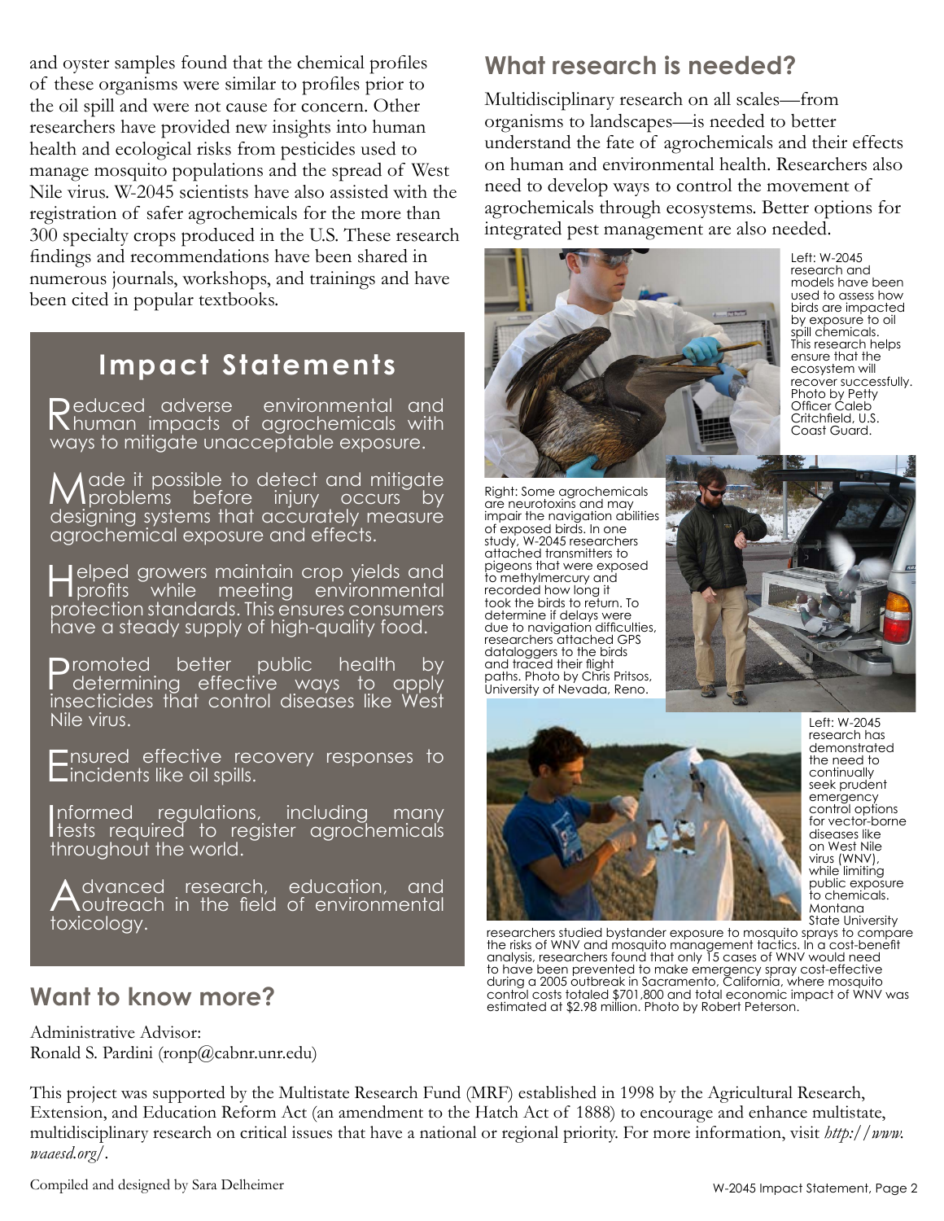and oyster samples found that the chemical profiles of these organisms were similar to profiles prior to the oil spill and were not cause for concern. Other researchers have provided new insights into human health and ecological risks from pesticides used to manage mosquito populations and the spread of West Nile virus. W-2045 scientists have also assisted with the registration of safer agrochemicals for the more than 300 specialty crops produced in the U.S. These research findings and recommendations have been shared in numerous journals, workshops, and trainings and have been cited in popular textbooks.

## Impact Statements

Reduced adverse environmental and human impacts of agrochemicals with ways to mitigate unacceptable exposure.

Made it possible to detect and mitigate problems before injury occurs by designing systems that accurately measure agrochemical exposure and effects.

Helped growers maintain crop yields and profits while meeting environmental protection standards. This ensures consumers have a steady supply of high-quality food.

Promoted better public health by determining effective ways to apply insecticides that control diseases like West Nile virus.

Ensured effective recovery responses to incidents like oil spills.

Informed regulations, including many tests required to register agrochemicals throughout the world.

Advanced research, education, and outreach in the field of environmental toxicology.

## Want to know more?

Administrative Advisor:
Ronald S. Pardini (ronp@cabnr.unr.edu)

## What research is needed?

Multidisciplinary research on all scales—from organisms to landscapes—is needed to better understand the fate of agrochemicals and their effects on human and environmental health. Researchers also need to develop ways to control the movement of agrochemicals through ecosystems. Better options for integrated pest management are also needed.

Left: W-2045 research and models have been used to assess how birds are impacted by exposure to oil spill chemicals. This research helps ensure that the ecosystem will recover successfully. Photo by Petty Officer Caleb Critchfield, U.S. Coast Guard.

Right: Some agrochemicals are neurotoxins and may impair the navigation abilities of exposed birds. In one study, W-2045 researchers attached transmitters to pigeons that were exposed to methylmercury and recorded how long it took the birds to return. To determine if delays were due to navigation difficulties, researchers attached GPS dataloggers to the birds and traced their flight paths. Photo by Chris Pritsos, University of Nevada, Reno.

Left: W-2045 research has demonstrated the need to continually seek prudent emergency control options for vector-borne diseases like on West Nile virus (WNV), while limiting public exposure to chemicals. Montana State University researchers studied bystander exposure to mosquito sprays to compare the risks of WNV and mosquito management tactics. In a cost-benefit analysis, researchers found that only 15 cases of WNV would need to have been prevented to make emergency spray cost-effective during a 2005 outbreak in Sacramento, California, where mosquito control costs totaled $701,800 and total economic impact of WNV was estimated at $2.98 million. Photo by Robert Peterson.

This project was supported by the Multistate Research Fund (MRF) established in 1998 by the Agricultural Research, Extension, and Education Reform Act (an amendment to the Hatch Act of 1888) to encourage and enhance multistate, multidisciplinary research on critical issues that have a national or regional priority. For more information, visit *http://www.waaesd.org/*.

Compiled and designed by Sara Delheimer